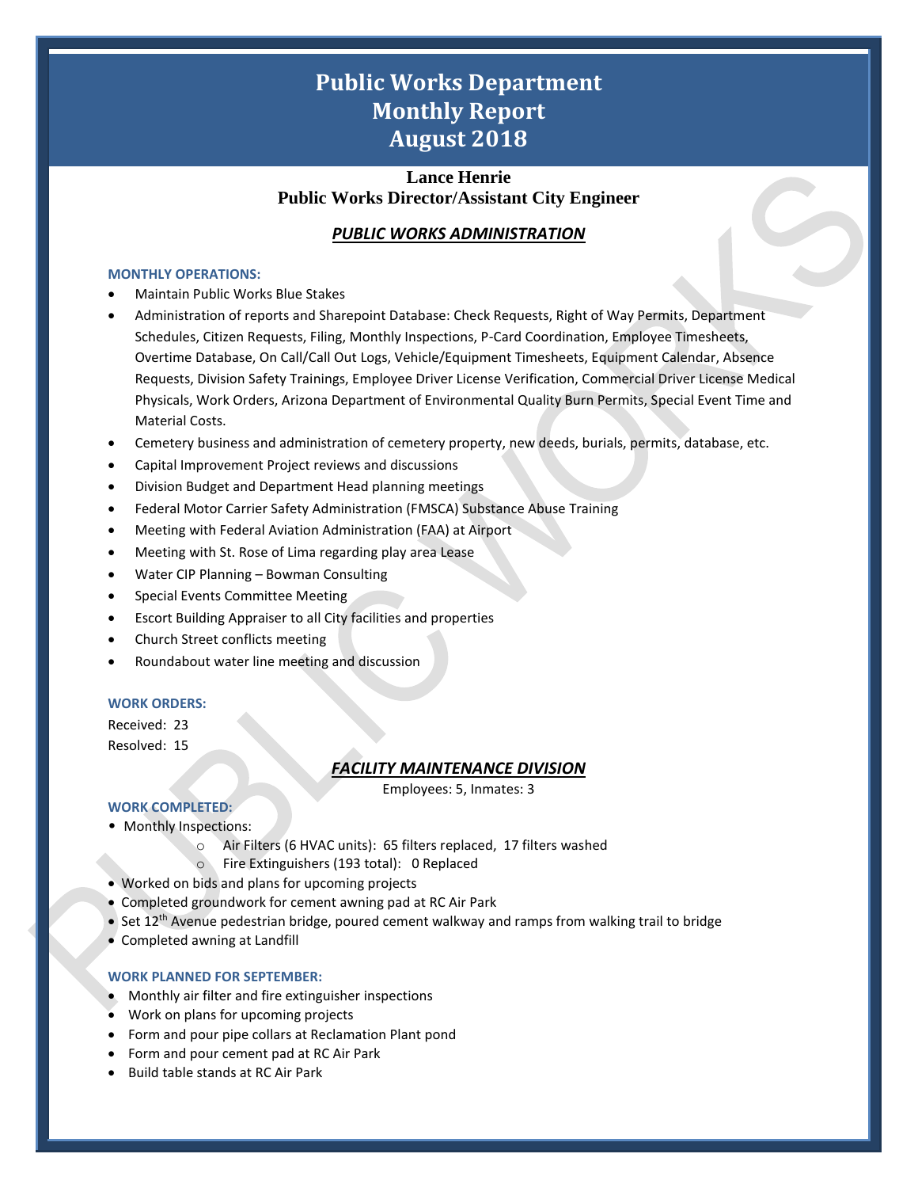# Public Works Department Monthly Report August 2018

**Lance Henrie**
**Public Works Director/Assistant City Engineer**

## *PUBLIC WORKS ADMINISTRATION*

### MONTHLY OPERATIONS:

- Maintain Public Works Blue Stakes
- Administration of reports and Sharepoint Database: Check Requests, Right of Way Permits, Department Schedules, Citizen Requests, Filing, Monthly Inspections, P-Card Coordination, Employee Timesheets, Overtime Database, On Call/Call Out Logs, Vehicle/Equipment Timesheets, Equipment Calendar, Absence Requests, Division Safety Trainings, Employee Driver License Verification, Commercial Driver License Medical Physicals, Work Orders, Arizona Department of Environmental Quality Burn Permits, Special Event Time and Material Costs.
- Cemetery business and administration of cemetery property, new deeds, burials, permits, database, etc.
- Capital Improvement Project reviews and discussions
- Division Budget and Department Head planning meetings
- Federal Motor Carrier Safety Administration (FMSCA) Substance Abuse Training
- Meeting with Federal Aviation Administration (FAA) at Airport
- Meeting with St. Rose of Lima regarding play area Lease
- Water CIP Planning – Bowman Consulting
- Special Events Committee Meeting
- Escort Building Appraiser to all City facilities and properties
- Church Street conflicts meeting
- Roundabout water line meeting and discussion

### WORK ORDERS:

Received: 23
Resolved: 15

## *FACILITY MAINTENANCE DIVISION*

Employees: 5, Inmates: 3

### WORK COMPLETED:

- Monthly Inspections:
  - Air Filters (6 HVAC units): 65 filters replaced, 17 filters washed
  - Fire Extinguishers (193 total): 0 Replaced
- Worked on bids and plans for upcoming projects
- Completed groundwork for cement awning pad at RC Air Park
- Set 12th Avenue pedestrian bridge, poured cement walkway and ramps from walking trail to bridge
- Completed awning at Landfill

### WORK PLANNED FOR SEPTEMBER:

- Monthly air filter and fire extinguisher inspections
- Work on plans for upcoming projects
- Form and pour pipe collars at Reclamation Plant pond
- Form and pour cement pad at RC Air Park
- Build table stands at RC Air Park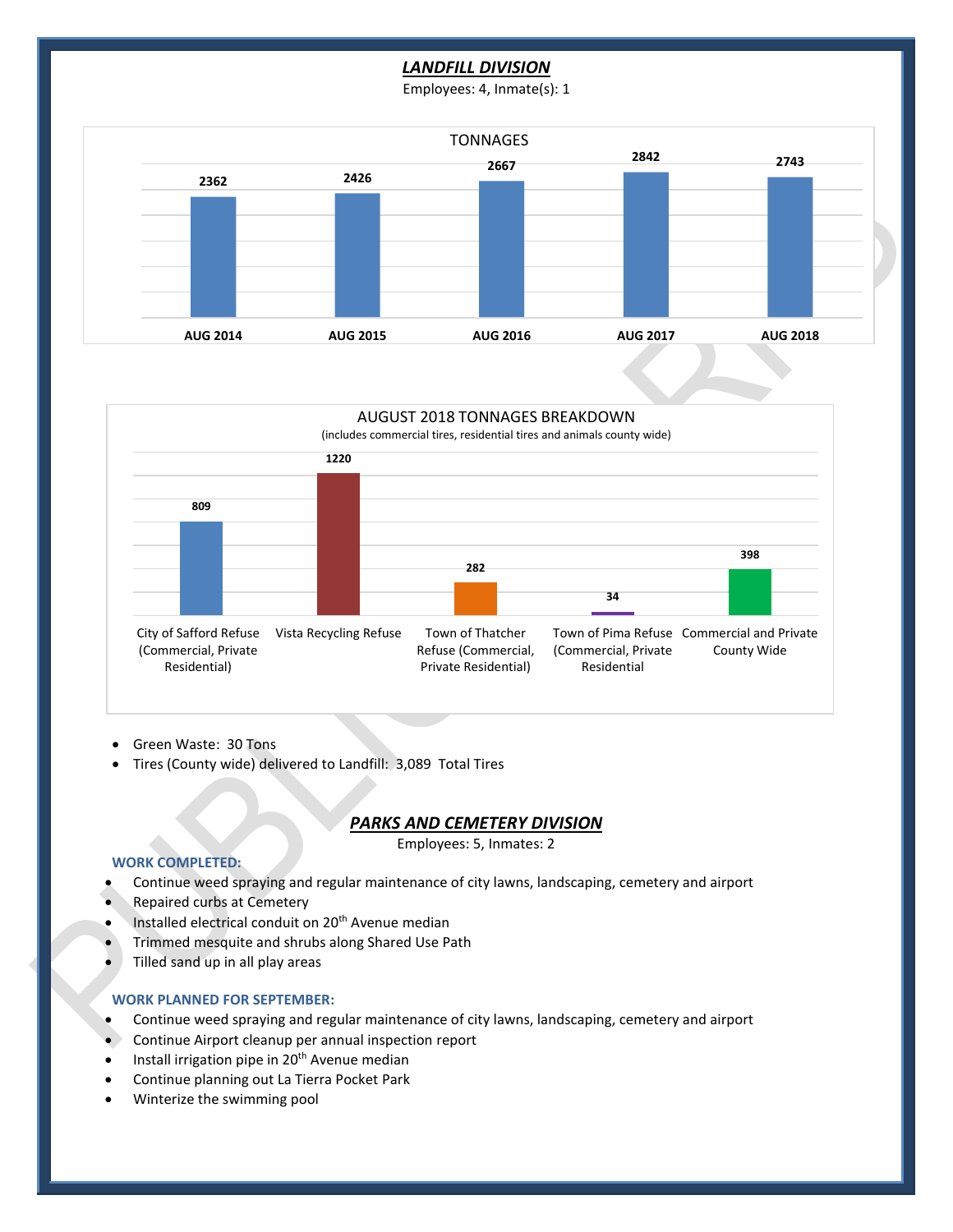## *LANDFILL DIVISION*

Employees: 4, Inmate(s): 1

**TONNAGES**

| AUG 2014 | AUG 2015 | AUG 2016 | AUG 2017 | AUG 2018 |
|---|---|---|---|---|
| 2362 | 2426 | 2667 | 2842 | 2743 |

**AUGUST 2018 TONNAGES BREAKDOWN**

(includes commercial tires, residential tires and animals county wide)

| City of Safford Refuse (Commercial, Private Residential) | Vista Recycling Refuse | Town of Thatcher Refuse (Commercial, Private Residential) | Town of Pima Refuse (Commercial, Private Residential | Commercial and Private County Wide |
|---|---|---|---|---|
| 809 | 1220 | 282 | 34 | 398 |

- Green Waste: 30 Tons
- Tires (County wide) delivered to Landfill: 3,089 Total Tires

## *PARKS AND CEMETERY DIVISION*

Employees: 5, Inmates: 2

**WORK COMPLETED:**

- Continue weed spraying and regular maintenance of city lawns, landscaping, cemetery and airport
- Repaired curbs at Cemetery
- Installed electrical conduit on 20th Avenue median
- Trimmed mesquite and shrubs along Shared Use Path
- Tilled sand up in all play areas

**WORK PLANNED FOR SEPTEMBER:**

- Continue weed spraying and regular maintenance of city lawns, landscaping, cemetery and airport
- Continue Airport cleanup per annual inspection report
- Install irrigation pipe in 20th Avenue median
- Continue planning out La Tierra Pocket Park
- Winterize the swimming pool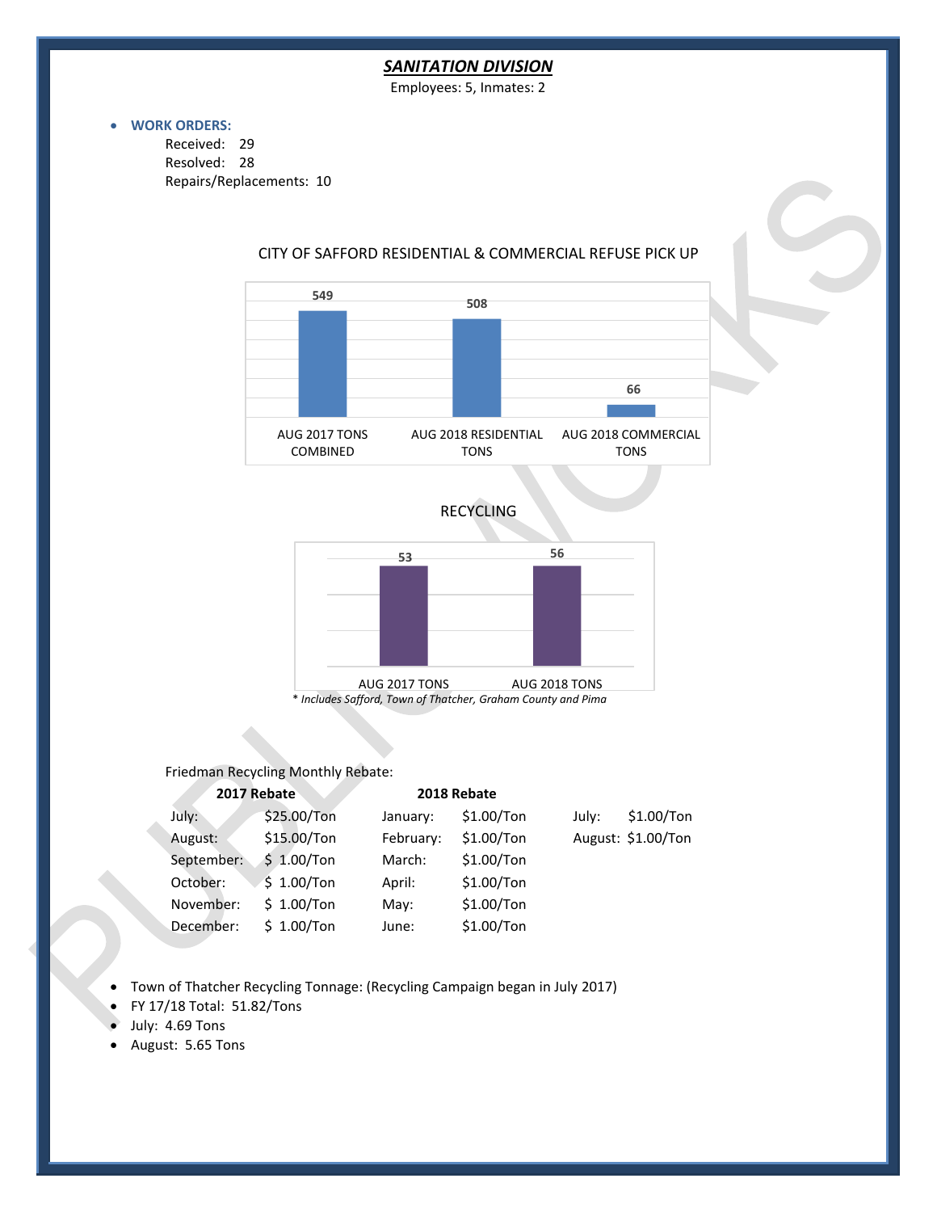## ***SANITATION DIVISION***

Employees: 5, Inmates: 2

- **WORK ORDERS:**
  - Received: 29
  - Resolved: 28
  - Repairs/Replacements: 10

CITY OF SAFFORD RESIDENTIAL & COMMERCIAL REFUSE PICK UP

| AUG 2017 TONS COMBINED | AUG 2018 RESIDENTIAL TONS | AUG 2018 COMMERCIAL TONS |
|---|---|---|
| 549 | 508 | 66 |

RECYCLING

| AUG 2017 TONS | AUG 2018 TONS |
|---|---|
| 53 | 56 |

*\* Includes Safford, Town of Thatcher, Graham County and Pima*

Friedman Recycling Monthly Rebate:

| **2017 Rebate** | | **2018 Rebate** | | | |
|---|---|---|---|---|---|
| July: | $25.00/Ton | January: | $1.00/Ton | July: | $1.00/Ton |
| August: | $15.00/Ton | February: | $1.00/Ton | August: | $1.00/Ton |
| September: | $ 1.00/Ton | March: | $1.00/Ton | | |
| October: | $ 1.00/Ton | April: | $1.00/Ton | | |
| November: | $ 1.00/Ton | May: | $1.00/Ton | | |
| December: | $ 1.00/Ton | June: | $1.00/Ton | | |

- Town of Thatcher Recycling Tonnage: (Recycling Campaign began in July 2017)
- FY 17/18 Total: 51.82/Tons
- July: 4.69 Tons
- August: 5.65 Tons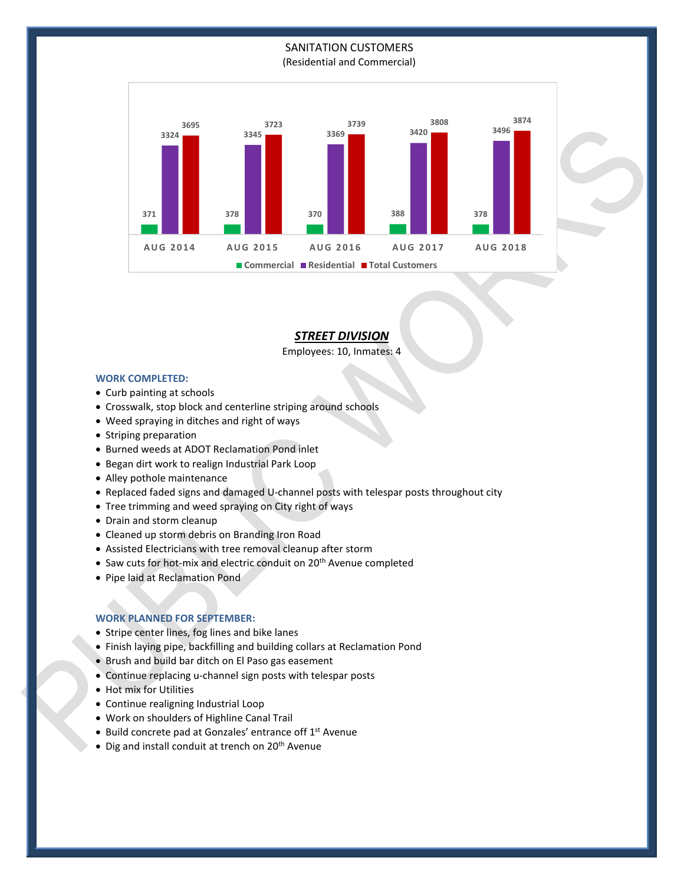SANITATION CUSTOMERS
(Residential and Commercial)

3695
3324
3723
3345
3739
3369
3808
3420
3874
3496

371
378
370
388
378

AUG 2014
AUG 2015
AUG 2016
AUG 2017
AUG 2018

Commercial Residential Total Customers

## ***STREET DIVISION***

Employees: 10, Inmates: 4

**WORK COMPLETED:**

- Curb painting at schools
- Crosswalk, stop block and centerline striping around schools
- Weed spraying in ditches and right of ways
- Striping preparation
- Burned weeds at ADOT Reclamation Pond inlet
- Began dirt work to realign Industrial Park Loop
- Alley pothole maintenance
- Replaced faded signs and damaged U-channel posts with telespar posts throughout city
- Tree trimming and weed spraying on City right of ways
- Drain and storm cleanup
- Cleaned up storm debris on Branding Iron Road
- Assisted Electricians with tree removal cleanup after storm
- Saw cuts for hot-mix and electric conduit on 20th Avenue completed
- Pipe laid at Reclamation Pond

**WORK PLANNED FOR SEPTEMBER:**

- Stripe center lines, fog lines and bike lanes
- Finish laying pipe, backfilling and building collars at Reclamation Pond
- Brush and build bar ditch on El Paso gas easement
- Continue replacing u-channel sign posts with telespar posts
- Hot mix for Utilities
- Continue realigning Industrial Loop
- Work on shoulders of Highline Canal Trail
- Build concrete pad at Gonzales' entrance off 1st Avenue
- Dig and install conduit at trench on 20th Avenue